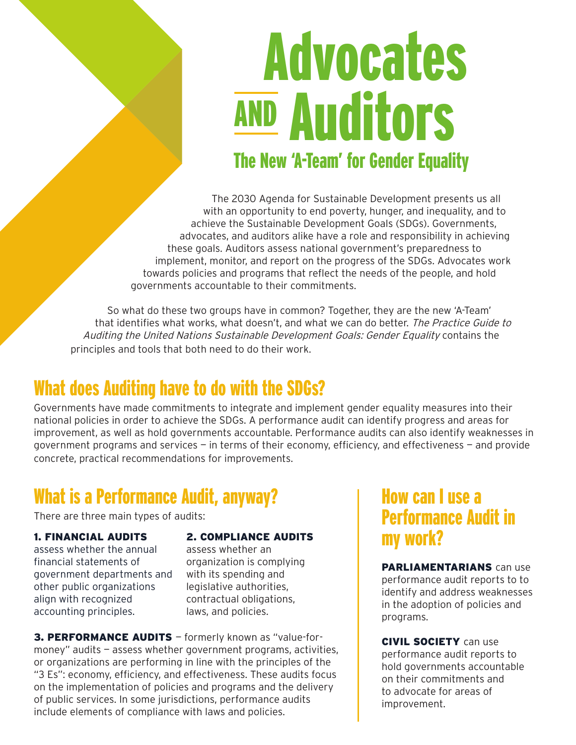# Advocates AND Auditors

## The New 'A-Team' for Gender Equality

The 2030 Agenda for Sustainable Development presents us all with an opportunity to end poverty, hunger, and inequality, and to achieve the Sustainable Development Goals (SDGs). Governments, advocates, and auditors alike have a role and responsibility in achieving these goals. Auditors assess national government's preparedness to implement, monitor, and report on the progress of the SDGs. Advocates work towards policies and programs that reflect the needs of the people, and hold governments accountable to their commitments.

So what do these two groups have in common? Together, they are the new 'A-Team' that identifies what works, what doesn't, and what we can do better. *The Practice Guide to Auditing the United Nations Sustainable Development Goals: Gender Equality* contains the principles and tools that both need to do their work.

## What does Auditing have to do with the SDGs?

Governments have made commitments to integrate and implement gender equality measures into their national policies in order to achieve the SDGs. A performance audit can identify progress and areas for improvement, as well as hold governments accountable. Performance audits can also identify weaknesses in government programs and services — in terms of their economy, efficiency, and effectiveness — and provide concrete, practical recommendations for improvements.

## What is a Performance Audit, anyway?

There are three main types of audits:

**1. FINANCIAL AUDITS** assess whether the annual financial statements of government departments and other public organizations align with recognized accounting principles.

**2. COMPLIANCE AUDITS** assess whether an organization is complying with its spending and legislative authorities, contractual obligations, laws, and policies.

**3. PERFORMANCE AUDITS** — formerly known as "value-for-money" audits — assess whether government programs, activities, or organizations are performing in line with the principles of the "3 Es": economy, efficiency, and effectiveness. These audits focus on the implementation of policies and programs and the delivery of public services. In some jurisdictions, performance audits include elements of compliance with laws and policies.

## How can I use a Performance Audit in my work?

**PARLIAMENTARIANS** can use performance audit reports to to identify and address weaknesses in the adoption of policies and programs.

**CIVIL SOCIETY** can use performance audit reports to hold governments accountable on their commitments and to advocate for areas of improvement.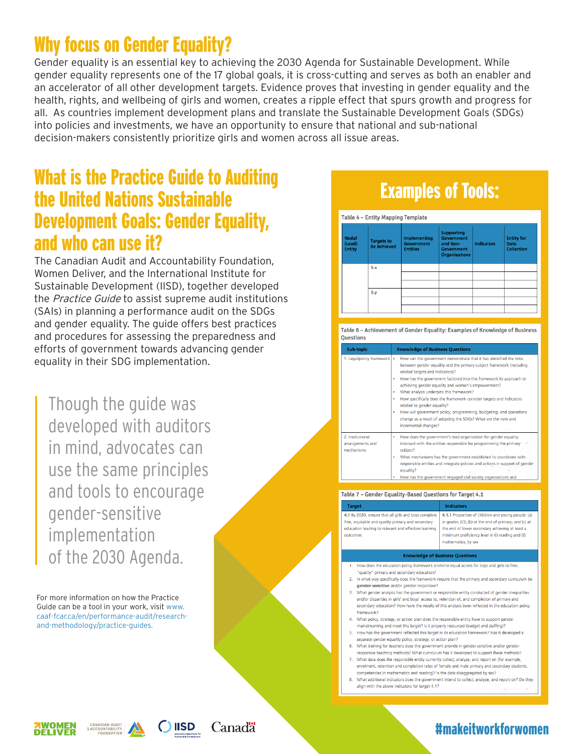# Why focus on Gender Equality?

Gender equality is an essential key to achieving the 2030 Agenda for Sustainable Development. While gender equality represents one of the 17 global goals, it is cross-cutting and serves as both an enabler and an accelerator of all other development targets. Evidence proves that investing in gender equality and the health, rights, and wellbeing of girls and women, creates a ripple effect that spurs growth and progress for all. As countries implement development plans and translate the Sustainable Development Goals (SDGs) into policies and investments, we have an opportunity to ensure that national and sub-national decision-makers consistently prioritize girls and women across all issue areas.

# What is the Practice Guide to Auditing the United Nations Sustainable Development Goals: Gender Equality, and who can use it?

The Canadian Audit and Accountability Foundation, Women Deliver, and the International Institute for Sustainable Development (IISD), together developed the *Practice Guide* to assist supreme audit institutions (SAIs) in planning a performance audit on the SDGs and gender equality. The guide offers best practices and procedures for assessing the preparedness and efforts of government towards advancing gender equality in their SDG implementation.

> Though the guide was developed with auditors in mind, advocates can use the same principles and tools to encourage gender-sensitive implementation of the 2030 Agenda.

For more information on how the Practice Guide can be a tool in your work, visit www.caaf-fcar.ca/en/performance-audit/research-and-methodology/practice-guides.

# Examples of Tools:

**Table 4 – Entity Mapping Template**

| Nodal (Lead) Entity | Targets to Be Achieved | Implementing Government Entities | Supporting Government and Non-Government Organizations | Indicators | Entity for Data Collection |
|---|---|---|---|---|---|
| | 5.x | | | | |
| | | | | | |
| | | | | | |
| | 5.y | | | | |
| | | | | | |
| | | | | | |

**Table 6 – Achievement of Gender Equality: Examples of Knowledge of Business Questions**

| Sub-topic | Knowledge of Business Questions |
|---|---|
| 1. Legal/policy framework | • How can the government demonstrate that it has identified the links between gender equality and the primary subject framework (including related targets and indicators)? • How has the government factored into this framework its approach to achieving gender equality and women's empowerment? • What analysis underpins this framework? • How specifically does the framework consider targets and indicators related to gender equality? • How will government policy, programming, budgeting, and operations change as a result of adopting the SDGs? What are the new and incremental changes? |
| 2. Institutional arrangements and mechanisms | • How does the government's lead organization for gender equality intersect with the entities responsible for programming the primary subject? • What mechanisms has the government established to coordinate with responsible entities and integrate policies and actions in support of gender equality? • How has the government engaged civil society organizations and |

**Table 7 – Gender Equality-Based Questions for Target 4.1**

| Target | Indicators |
|---|---|
| **4.1** By 2030, ensure that all girls and boys complete free, equitable and quality primary and secondary education leading to relevant and effective learning outcomes | **4.1.1** Proportion of children and young people: (a) in grades 2/3; (b) at the end of primary; and (c) at the end of lower secondary achieving at least a minimum proficiency level in (i) reading and (ii) mathematics, by sex |

**Knowledge of Business Questions**

1. How does the education policy framework enshrine equal access for boys and girls to free, "quality" primary and secondary education?
2. In what way specifically does the framework require that the primary and secondary curriculum be **gender-sensitive** and/or gender-responsive?
3. What gender analysis has the government or responsible entity conducted of gender inequalities and/or disparities in girls' and boys' access to, retention of, and completion of primary and secondary education? How have the results of this analysis been reflected in the education policy framework?
4. What policy, strategy, or action plan does the responsible entity have to support gender mainstreaming and meet this target? Is it properly resourced (budget and staffing)?
5. How has the government reflected this target in its education framework? Has it developed a separate gender equality policy, strategy, or action plan?
6. What training for teachers does the government provide in gender-sensitive and/or gender-responsive teaching methods? What curriculum has it developed to support these methods?
7. What data does the responsible entity currently collect, analyze, and report on (for example, enrolment, retention and completion rates of female and male primary and secondary students, competencies in mathematics and reading)? Is the data disaggregated by sex?
8. What additional indicators does the government intend to collect, analyze, and report on? Do they align with the above indicators for target 4.1?

WOMEN DELIVER | CANADIAN AUDIT & ACCOUNTABILITY FOUNDATION | IISD International Institute for Sustainable Development | Canada

#makeitworkforwomen